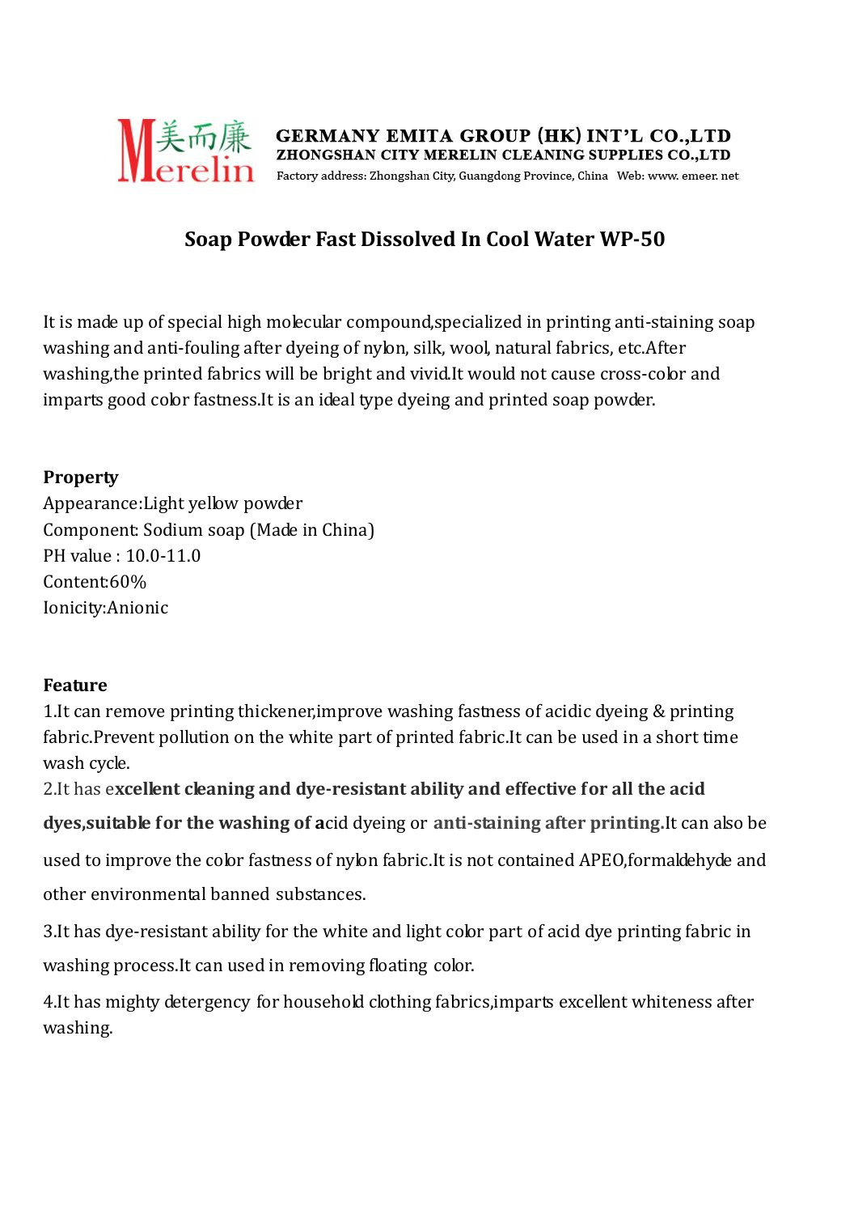美而廉 Merelin

**GERMANY EMITA GROUP (HK) INT'L CO.,LTD**
**ZHONGSHAN CITY MERELIN CLEANING SUPPLIES CO.,LTD**
Factory address: Zhongshan City, Guangdong Province, China Web: www. emeer. net

# Soap Powder Fast Dissolved In Cool Water WP-50

It is made up of special high molecular compound,specialized in printing anti-staining soap washing and anti-fouling after dyeing of nylon, silk, wool, natural fabrics, etc.After washing,the printed fabrics will be bright and vivid.It would not cause cross-color and imparts good color fastness.It is an ideal type dyeing and printed soap powder.

**Property**

Appearance:Light yellow powder
Component: Sodium soap (Made in China)
PH value : 10.0-11.0
Content:60%
Ionicity:Anionic

**Feature**

1.It can remove printing thickener,improve washing fastness of acidic dyeing & printing fabric.Prevent pollution on the white part of printed fabric.It can be used in a short time wash cycle.

2.It has e**xcellent cleaning and dye-resistant ability and effective for all the acid dyes,suitable for the washing of a**cid dyeing or **anti-staining after printing.**It can also be used to improve the color fastness of nylon fabric.It is not contained APEO,formaldehyde and other environmental banned substances.

3.It has dye-resistant ability for the white and light color part of acid dye printing fabric in washing process.It can used in removing floating color.

4.It has mighty detergency for household clothing fabrics,imparts excellent whiteness after washing.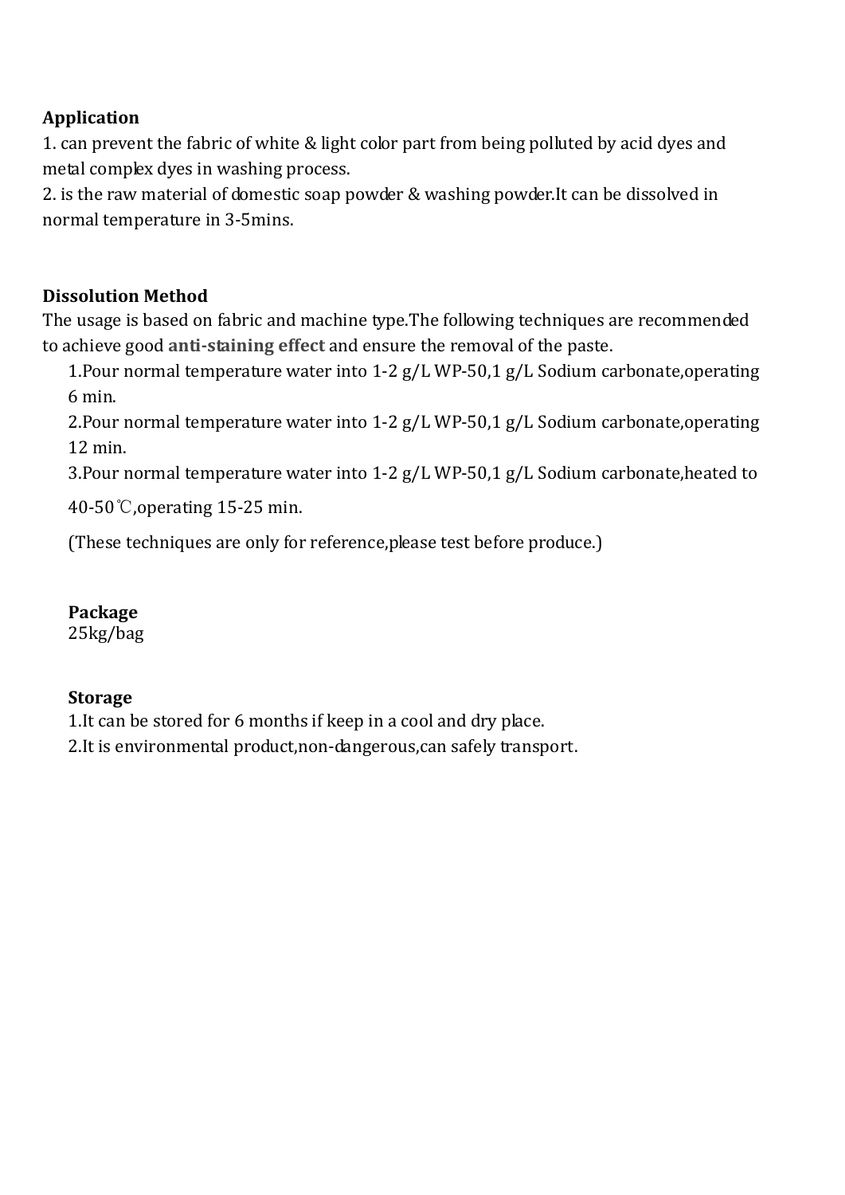**Application**

1. can prevent the fabric of white & light color part from being polluted by acid dyes and metal complex dyes in washing process.
2. is the raw material of domestic soap powder & washing powder.It can be dissolved in normal temperature in 3-5mins.

**Dissolution Method**

The usage is based on fabric and machine type.The following techniques are recommended to achieve good **anti-staining effect** and ensure the removal of the paste.

1.Pour normal temperature water into 1-2 g/L WP-50,1 g/L Sodium carbonate,operating 6 min.

2.Pour normal temperature water into 1-2 g/L WP-50,1 g/L Sodium carbonate,operating 12 min.

3.Pour normal temperature water into 1-2 g/L WP-50,1 g/L Sodium carbonate,heated to 40-50℃,operating 15-25 min.

(These techniques are only for reference,please test before produce.)

**Package**

25kg/bag

**Storage**

1.It can be stored for 6 months if keep in a cool and dry place.

2.It is environmental product,non-dangerous,can safely transport.